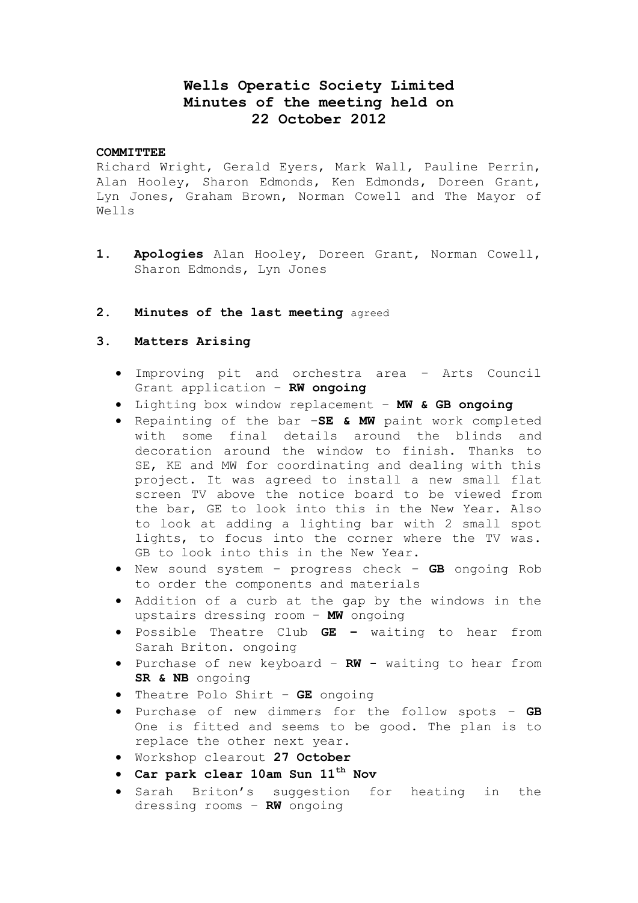# Wells Operatic Society Limited
# Minutes of the meeting held on
# 22 October 2012

**COMMITTEE**

Richard Wright, Gerald Eyers, Mark Wall, Pauline Perrin, Alan Hooley, Sharon Edmonds, Ken Edmonds, Doreen Grant, Lyn Jones, Graham Brown, Norman Cowell and The Mayor of Wells

1. **Apologies** Alan Hooley, Doreen Grant, Norman Cowell, Sharon Edmonds, Lyn Jones

2. **Minutes of the last meeting** agreed

3. **Matters Arising**

   - Improving pit and orchestra area – Arts Council Grant application – **RW ongoing**
   - Lighting box window replacement – **MW & GB ongoing**
   - Repainting of the bar –**SE & MW** paint work completed with some final details around the blinds and decoration around the window to finish. Thanks to SE, KE and MW for coordinating and dealing with this project. It was agreed to install a new small flat screen TV above the notice board to be viewed from the bar, GE to look into this in the New Year. Also to look at adding a lighting bar with 2 small spot lights, to focus into the corner where the TV was. GB to look into this in the New Year.
   - New sound system – progress check – **GB** ongoing Rob to order the components and materials
   - Addition of a curb at the gap by the windows in the upstairs dressing room – **MW** ongoing
   - Possible Theatre Club **GE –** waiting to hear from Sarah Briton. ongoing
   - Purchase of new keyboard – **RW -** waiting to hear from **SR & NB** ongoing
   - Theatre Polo Shirt – **GE** ongoing
   - Purchase of new dimmers for the follow spots – **GB** One is fitted and seems to be good. The plan is to replace the other next year.
   - Workshop clearout **27 October**
   - **Car park clear 10am Sun 11th Nov**
   - Sarah Briton's suggestion for heating in the dressing rooms – **RW** ongoing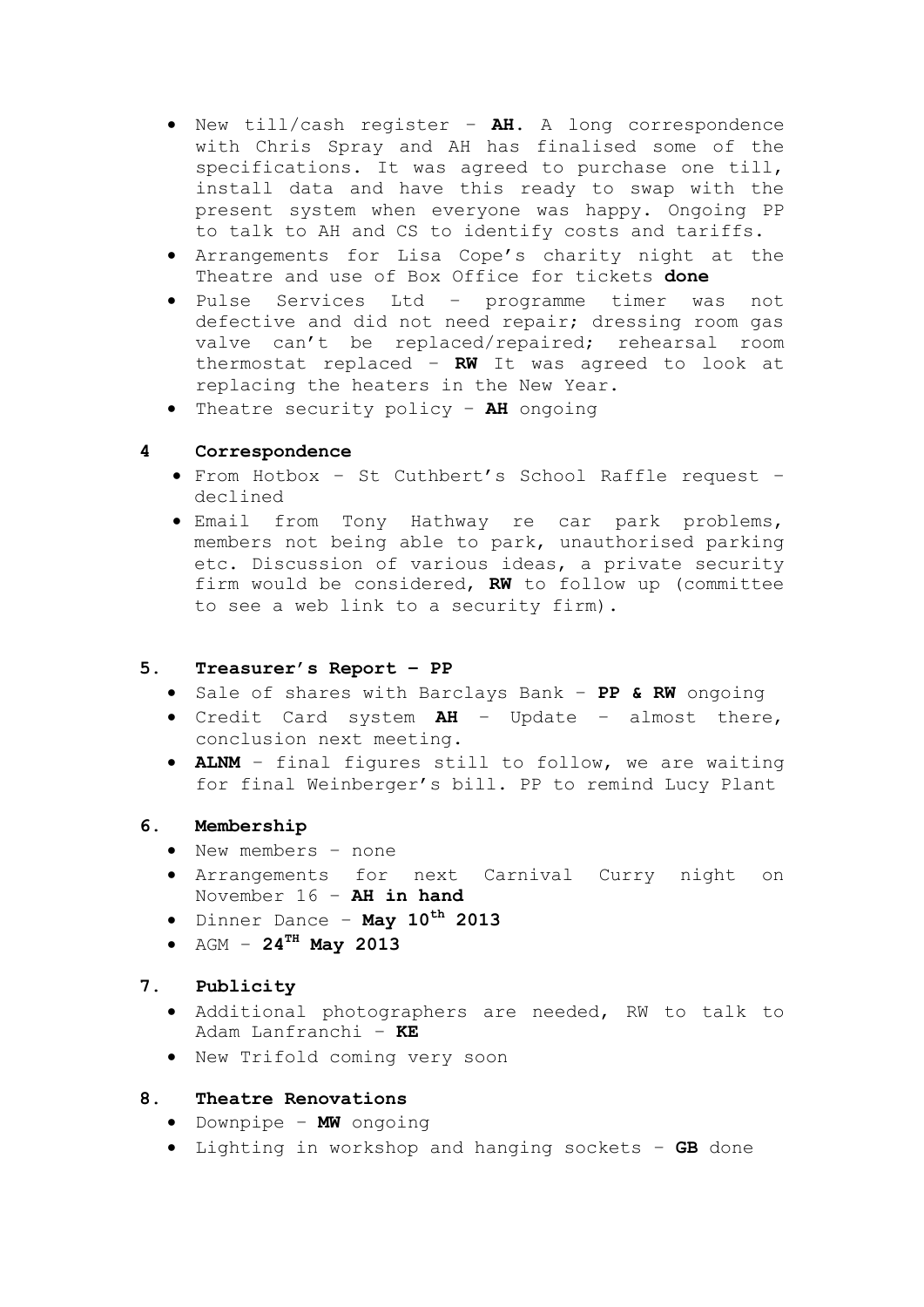- New till/cash register – **AH**. A long correspondence with Chris Spray and AH has finalised some of the specifications. It was agreed to purchase one till, install data and have this ready to swap with the present system when everyone was happy. Ongoing PP to talk to AH and CS to identify costs and tariffs.
- Arrangements for Lisa Cope's charity night at the Theatre and use of Box Office for tickets **done**
- Pulse Services Ltd – programme timer was not defective and did not need repair; dressing room gas valve can't be replaced/repaired; rehearsal room thermostat replaced – **RW** It was agreed to look at replacing the heaters in the New Year.
- Theatre security policy – **AH** ongoing

## 4 Correspondence

- From Hotbox – St Cuthbert's School Raffle request – declined
- Email from Tony Hathway re car park problems, members not being able to park, unauthorised parking etc. Discussion of various ideas, a private security firm would be considered, **RW** to follow up (committee to see a web link to a security firm).

## 5. Treasurer's Report – PP

- Sale of shares with Barclays Bank – **PP & RW** ongoing
- Credit Card system **AH** – Update – almost there, conclusion next meeting.
- **ALNM** – final figures still to follow, we are waiting for final Weinberger's bill. PP to remind Lucy Plant

## 6. Membership

- New members – none
- Arrangements for next Carnival Curry night on November 16 – **AH in hand**
- Dinner Dance – **May 10th 2013**
- AGM – **24TH May 2013**

## 7. Publicity

- Additional photographers are needed, RW to talk to Adam Lanfranchi – **KE**
- New Trifold coming very soon

## 8. Theatre Renovations

- Downpipe – **MW** ongoing
- Lighting in workshop and hanging sockets – **GB** done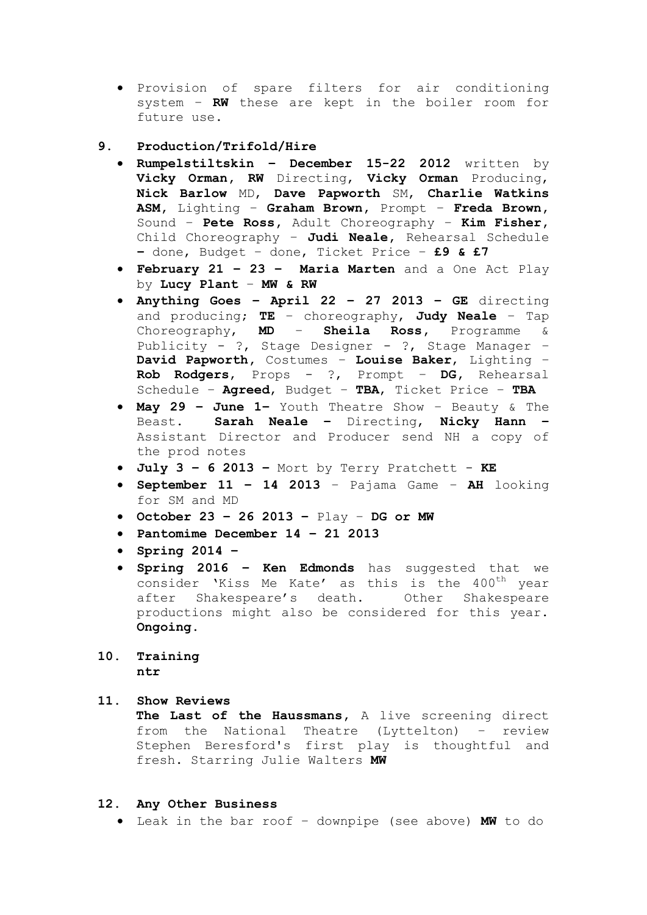- Provision of spare filters for air conditioning system – **RW** these are kept in the boiler room for future use.

## 9. Production/Trifold/Hire

- **Rumpelstiltskin – December 15-22 2012** written by **Vicky Orman**, **RW** Directing, **Vicky Orman** Producing, **Nick Barlow** MD, **Dave Papworth** SM, **Charlie Watkins ASM**, Lighting – **Graham Brown**, Prompt – **Freda Brown**, Sound – **Pete Ross**, Adult Choreography – **Kim Fisher**, Child Choreography – **Judi Neale**, Rehearsal Schedule **–** done, Budget – done, Ticket Price – **£9 & £7**
- **February 21 – 23 – Maria Marten** and a One Act Play by **Lucy Plant** – **MW & RW**
- **Anything Goes – April 22 – 27 2013 – GE** directing and producing; **TE** – choreography, **Judy Neale** – Tap Choreography, **MD** – **Sheila Ross**, Programme & Publicity - ?, Stage Designer - ?, Stage Manager – **David Papworth**, Costumes – **Louise Baker**, Lighting – **Rob Rodgers**, Props - ?, Prompt – **DG**, Rehearsal Schedule – **Agreed**, Budget – **TBA**, Ticket Price – **TBA**
- **May 29 – June 1–** Youth Theatre Show – Beauty & The Beast. **Sarah Neale –** Directing, **Nicky Hann –** Assistant Director and Producer send NH a copy of the prod notes
- **July 3 – 6 2013 –** Mort by Terry Pratchett - **KE**
- **September 11 – 14 2013** – Pajama Game – **AH** looking for SM and MD
- **October 23 – 26 2013 –** Play – **DG or MW**
- **Pantomime December 14 – 21 2013**
- **Spring 2014 –**
- **Spring 2016 – Ken Edmonds** has suggested that we consider 'Kiss Me Kate' as this is the 400th year after Shakespeare's death. Other Shakespeare productions might also be considered for this year. **Ongoing.**

## 10. Training

**ntr**

## 11. Show Reviews

**The Last of the Haussmans**, A live screening direct from the National Theatre (Lyttelton) – review Stephen Beresford's first play is thoughtful and fresh. Starring Julie Walters **MW**

## 12. Any Other Business

- Leak in the bar roof – downpipe (see above) **MW** to do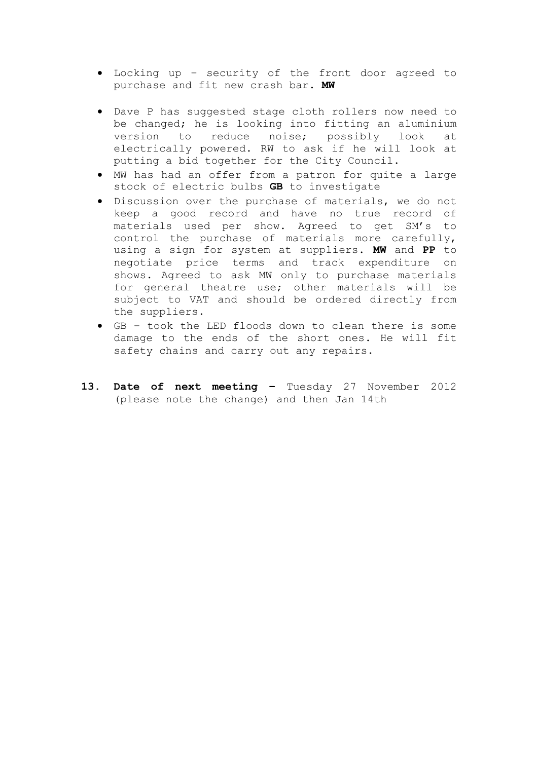- Locking up – security of the front door agreed to purchase and fit new crash bar. **MW**

- Dave P has suggested stage cloth rollers now need to be changed; he is looking into fitting an aluminium version to reduce noise; possibly look at electrically powered. RW to ask if he will look at putting a bid together for the City Council.
- MW has had an offer from a patron for quite a large stock of electric bulbs **GB** to investigate
- Discussion over the purchase of materials, we do not keep a good record and have no true record of materials used per show. Agreed to get SM's to control the purchase of materials more carefully, using a sign for system at suppliers. **MW** and **PP** to negotiate price terms and track expenditure on shows. Agreed to ask MW only to purchase materials for general theatre use; other materials will be subject to VAT and should be ordered directly from the suppliers.
- GB – took the LED floods down to clean there is some damage to the ends of the short ones. He will fit safety chains and carry out any repairs.

**13. Date of next meeting –** Tuesday 27 November 2012 (please note the change) and then Jan 14th